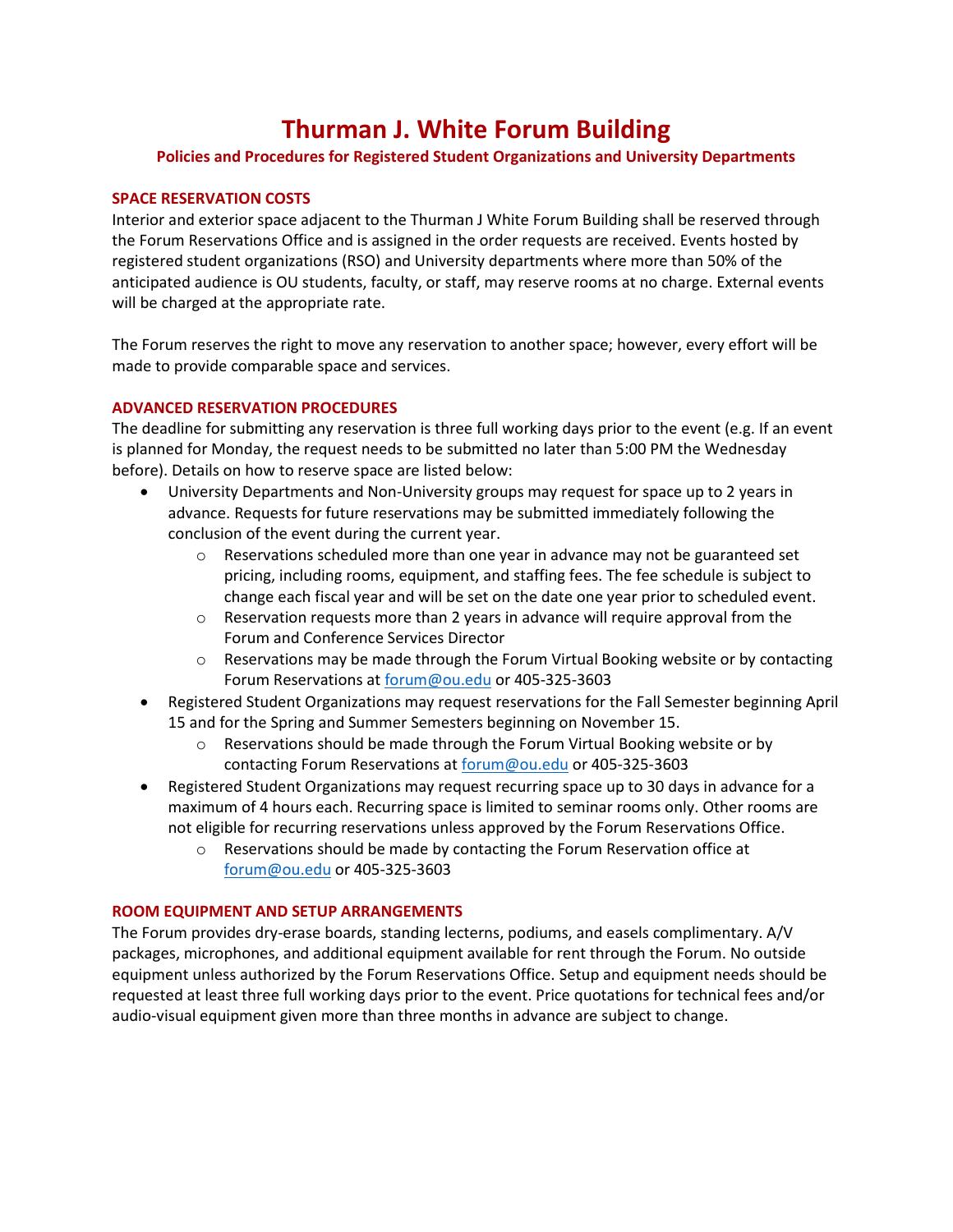# Thurman J. White Forum Building

### Policies and Procedures for Registered Student Organizations and University Departments

## SPACE RESERVATION COSTS

Interior and exterior space adjacent to the Thurman J White Forum Building shall be reserved through the Forum Reservations Office and is assigned in the order requests are received. Events hosted by registered student organizations (RSO) and University departments where more than 50% of the anticipated audience is OU students, faculty, or staff, may reserve rooms at no charge. External events will be charged at the appropriate rate.

The Forum reserves the right to move any reservation to another space; however, every effort will be made to provide comparable space and services.

## ADVANCED RESERVATION PROCEDURES

The deadline for submitting any reservation is three full working days prior to the event (e.g. If an event is planned for Monday, the request needs to be submitted no later than 5:00 PM the Wednesday before). Details on how to reserve space are listed below:

- University Departments and Non-University groups may request for space up to 2 years in advance. Requests for future reservations may be submitted immediately following the conclusion of the event during the current year.
  - Reservations scheduled more than one year in advance may not be guaranteed set pricing, including rooms, equipment, and staffing fees. The fee schedule is subject to change each fiscal year and will be set on the date one year prior to scheduled event.
  - Reservation requests more than 2 years in advance will require approval from the Forum and Conference Services Director
  - Reservations may be made through the Forum Virtual Booking website or by contacting Forum Reservations at forum@ou.edu or 405-325-3603
- Registered Student Organizations may request reservations for the Fall Semester beginning April 15 and for the Spring and Summer Semesters beginning on November 15.
  - Reservations should be made through the Forum Virtual Booking website or by contacting Forum Reservations at forum@ou.edu or 405-325-3603
- Registered Student Organizations may request recurring space up to 30 days in advance for a maximum of 4 hours each. Recurring space is limited to seminar rooms only. Other rooms are not eligible for recurring reservations unless approved by the Forum Reservations Office.
  - Reservations should be made by contacting the Forum Reservation office at forum@ou.edu or 405-325-3603

## ROOM EQUIPMENT AND SETUP ARRANGEMENTS

The Forum provides dry-erase boards, standing lecterns, podiums, and easels complimentary. A/V packages, microphones, and additional equipment available for rent through the Forum. No outside equipment unless authorized by the Forum Reservations Office. Setup and equipment needs should be requested at least three full working days prior to the event. Price quotations for technical fees and/or audio-visual equipment given more than three months in advance are subject to change.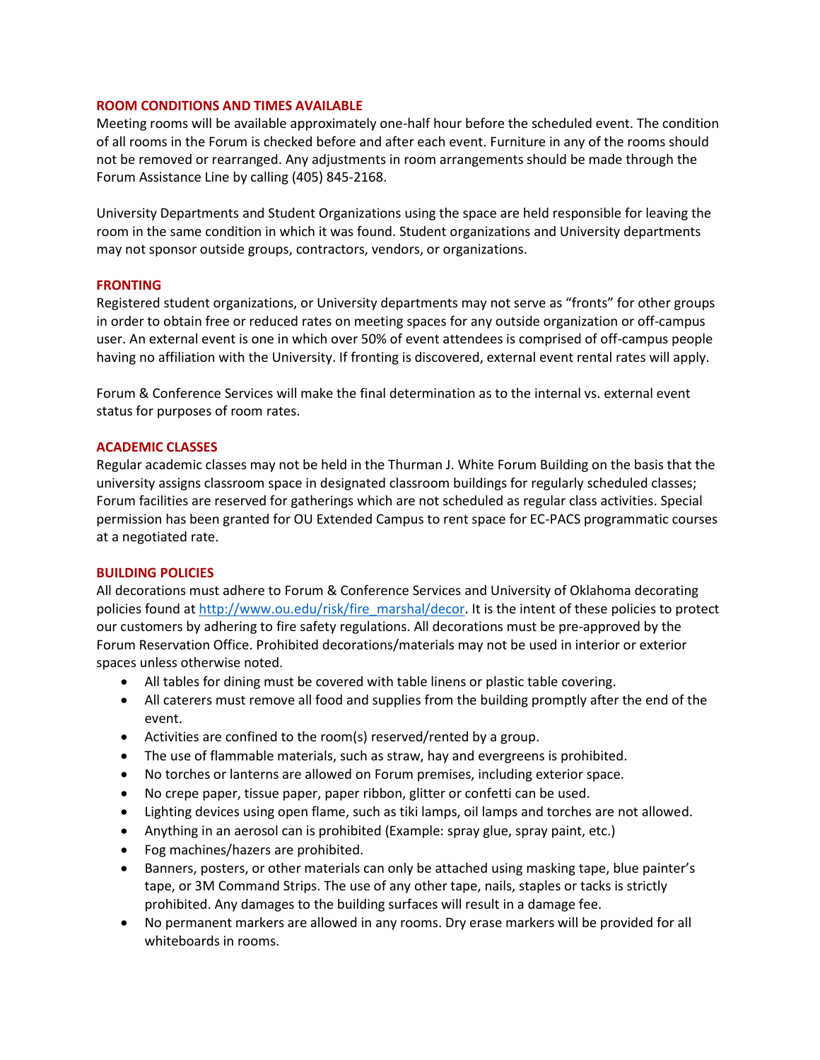## ROOM CONDITIONS AND TIMES AVAILABLE

Meeting rooms will be available approximately one-half hour before the scheduled event. The condition of all rooms in the Forum is checked before and after each event. Furniture in any of the rooms should not be removed or rearranged. Any adjustments in room arrangements should be made through the Forum Assistance Line by calling (405) 845-2168.

University Departments and Student Organizations using the space are held responsible for leaving the room in the same condition in which it was found. Student organizations and University departments may not sponsor outside groups, contractors, vendors, or organizations.

## FRONTING

Registered student organizations, or University departments may not serve as "fronts" for other groups in order to obtain free or reduced rates on meeting spaces for any outside organization or off-campus user. An external event is one in which over 50% of event attendees is comprised of off-campus people having no affiliation with the University. If fronting is discovered, external event rental rates will apply.

Forum & Conference Services will make the final determination as to the internal vs. external event status for purposes of room rates.

## ACADEMIC CLASSES

Regular academic classes may not be held in the Thurman J. White Forum Building on the basis that the university assigns classroom space in designated classroom buildings for regularly scheduled classes; Forum facilities are reserved for gatherings which are not scheduled as regular class activities. Special permission has been granted for OU Extended Campus to rent space for EC-PACS programmatic courses at a negotiated rate.

## BUILDING POLICIES

All decorations must adhere to Forum & Conference Services and University of Oklahoma decorating policies found at [http://www.ou.edu/risk/fire_marshal/decor](http://www.ou.edu/risk/fire_marshal/decor). It is the intent of these policies to protect our customers by adhering to fire safety regulations. All decorations must be pre-approved by the Forum Reservation Office. Prohibited decorations/materials may not be used in interior or exterior spaces unless otherwise noted.

- All tables for dining must be covered with table linens or plastic table covering.
- All caterers must remove all food and supplies from the building promptly after the end of the event.
- Activities are confined to the room(s) reserved/rented by a group.
- The use of flammable materials, such as straw, hay and evergreens is prohibited.
- No torches or lanterns are allowed on Forum premises, including exterior space.
- No crepe paper, tissue paper, paper ribbon, glitter or confetti can be used.
- Lighting devices using open flame, such as tiki lamps, oil lamps and torches are not allowed.
- Anything in an aerosol can is prohibited (Example: spray glue, spray paint, etc.)
- Fog machines/hazers are prohibited.
- Banners, posters, or other materials can only be attached using masking tape, blue painter's tape, or 3M Command Strips. The use of any other tape, nails, staples or tacks is strictly prohibited. Any damages to the building surfaces will result in a damage fee.
- No permanent markers are allowed in any rooms. Dry erase markers will be provided for all whiteboards in rooms.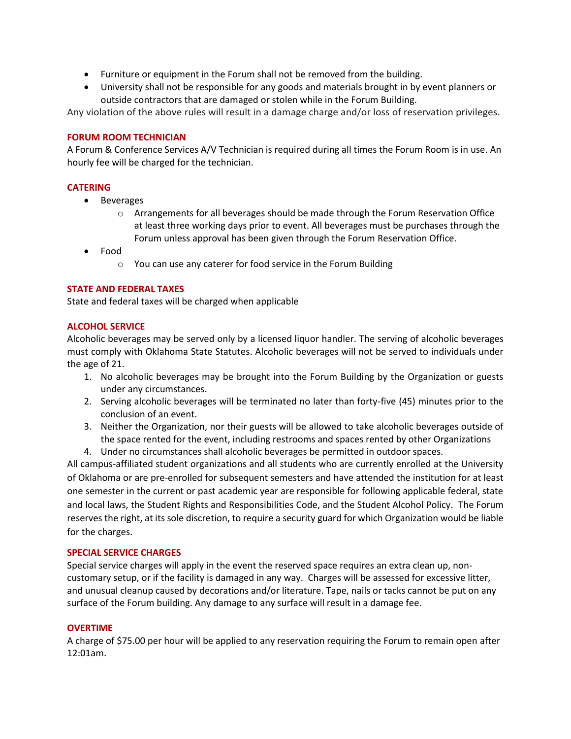- Furniture or equipment in the Forum shall not be removed from the building.
- University shall not be responsible for any goods and materials brought in by event planners or outside contractors that are damaged or stolen while in the Forum Building.

Any violation of the above rules will result in a damage charge and/or loss of reservation privileges.

## FORUM ROOM TECHNICIAN

A Forum & Conference Services A/V Technician is required during all times the Forum Room is in use. An hourly fee will be charged for the technician.

## CATERING

- Beverages
  - Arrangements for all beverages should be made through the Forum Reservation Office at least three working days prior to event. All beverages must be purchases through the Forum unless approval has been given through the Forum Reservation Office.
- Food
  - You can use any caterer for food service in the Forum Building

## STATE AND FEDERAL TAXES

State and federal taxes will be charged when applicable

## ALCOHOL SERVICE

Alcoholic beverages may be served only by a licensed liquor handler. The serving of alcoholic beverages must comply with Oklahoma State Statutes. Alcoholic beverages will not be served to individuals under the age of 21.

1. No alcoholic beverages may be brought into the Forum Building by the Organization or guests under any circumstances.
2. Serving alcoholic beverages will be terminated no later than forty-five (45) minutes prior to the conclusion of an event.
3. Neither the Organization, nor their guests will be allowed to take alcoholic beverages outside of the space rented for the event, including restrooms and spaces rented by other Organizations
4. Under no circumstances shall alcoholic beverages be permitted in outdoor spaces.

All campus-affiliated student organizations and all students who are currently enrolled at the University of Oklahoma or are pre-enrolled for subsequent semesters and have attended the institution for at least one semester in the current or past academic year are responsible for following applicable federal, state and local laws, the Student Rights and Responsibilities Code, and the Student Alcohol Policy. The Forum reserves the right, at its sole discretion, to require a security guard for which Organization would be liable for the charges.

## SPECIAL SERVICE CHARGES

Special service charges will apply in the event the reserved space requires an extra clean up, non-customary setup, or if the facility is damaged in any way. Charges will be assessed for excessive litter, and unusual cleanup caused by decorations and/or literature. Tape, nails or tacks cannot be put on any surface of the Forum building. Any damage to any surface will result in a damage fee.

## OVERTIME

A charge of $75.00 per hour will be applied to any reservation requiring the Forum to remain open after 12:01am.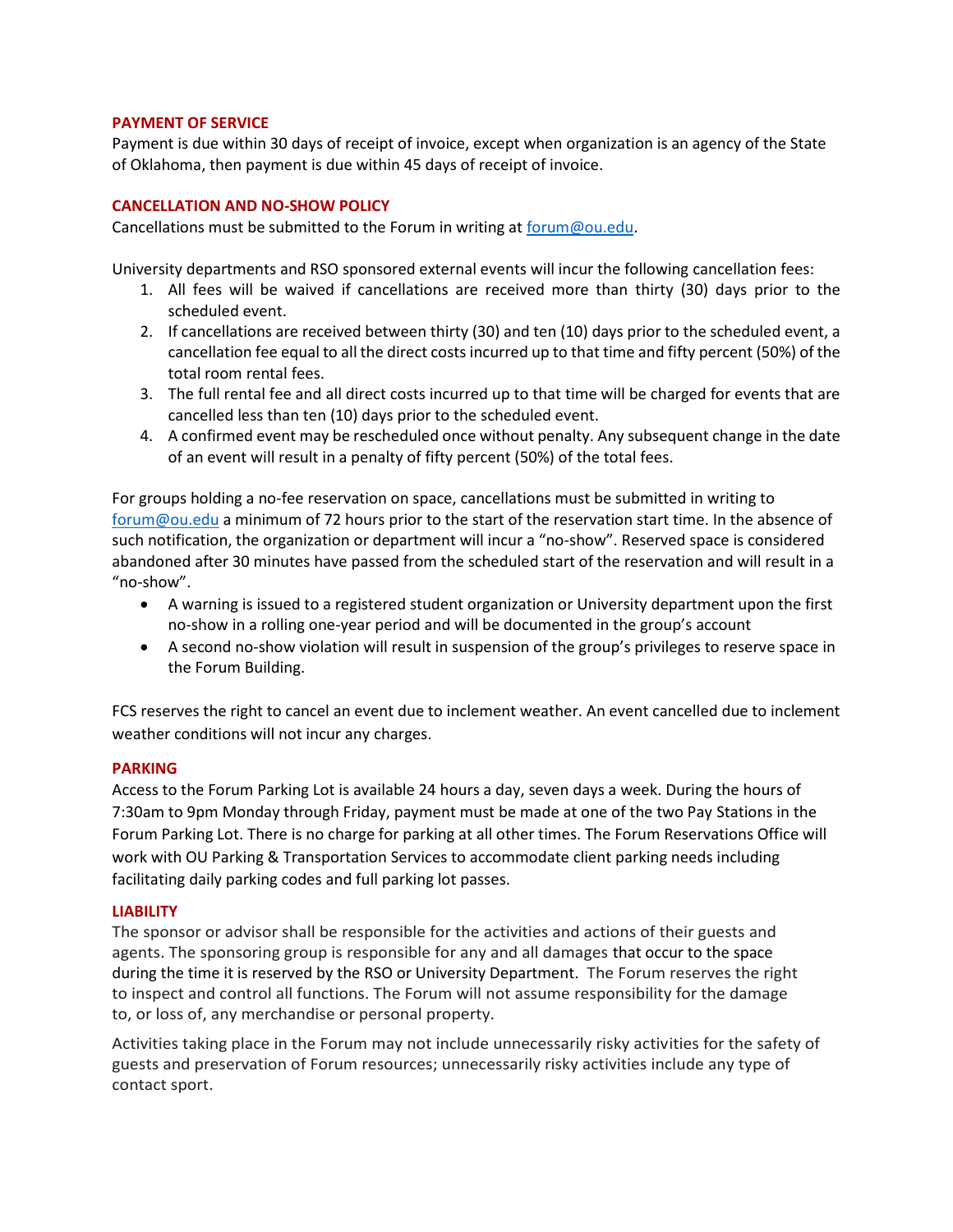## PAYMENT OF SERVICE

Payment is due within 30 days of receipt of invoice, except when organization is an agency of the State of Oklahoma, then payment is due within 45 days of receipt of invoice.

## CANCELLATION AND NO-SHOW POLICY

Cancellations must be submitted to the Forum in writing at forum@ou.edu.

University departments and RSO sponsored external events will incur the following cancellation fees:

1. All fees will be waived if cancellations are received more than thirty (30) days prior to the scheduled event.
2. If cancellations are received between thirty (30) and ten (10) days prior to the scheduled event, a cancellation fee equal to all the direct costs incurred up to that time and fifty percent (50%) of the total room rental fees.
3. The full rental fee and all direct costs incurred up to that time will be charged for events that are cancelled less than ten (10) days prior to the scheduled event.
4. A confirmed event may be rescheduled once without penalty. Any subsequent change in the date of an event will result in a penalty of fifty percent (50%) of the total fees.

For groups holding a no-fee reservation on space, cancellations must be submitted in writing to forum@ou.edu a minimum of 72 hours prior to the start of the reservation start time. In the absence of such notification, the organization or department will incur a "no-show". Reserved space is considered abandoned after 30 minutes have passed from the scheduled start of the reservation and will result in a "no-show".

- A warning is issued to a registered student organization or University department upon the first no-show in a rolling one-year period and will be documented in the group's account
- A second no-show violation will result in suspension of the group's privileges to reserve space in the Forum Building.

FCS reserves the right to cancel an event due to inclement weather. An event cancelled due to inclement weather conditions will not incur any charges.

## PARKING

Access to the Forum Parking Lot is available 24 hours a day, seven days a week. During the hours of 7:30am to 9pm Monday through Friday, payment must be made at one of the two Pay Stations in the Forum Parking Lot. There is no charge for parking at all other times. The Forum Reservations Office will work with OU Parking & Transportation Services to accommodate client parking needs including facilitating daily parking codes and full parking lot passes.

## LIABILITY

The sponsor or advisor shall be responsible for the activities and actions of their guests and agents. The sponsoring group is responsible for any and all damages that occur to the space during the time it is reserved by the RSO or University Department. The Forum reserves the right to inspect and control all functions. The Forum will not assume responsibility for the damage to, or loss of, any merchandise or personal property.

Activities taking place in the Forum may not include unnecessarily risky activities for the safety of guests and preservation of Forum resources; unnecessarily risky activities include any type of contact sport.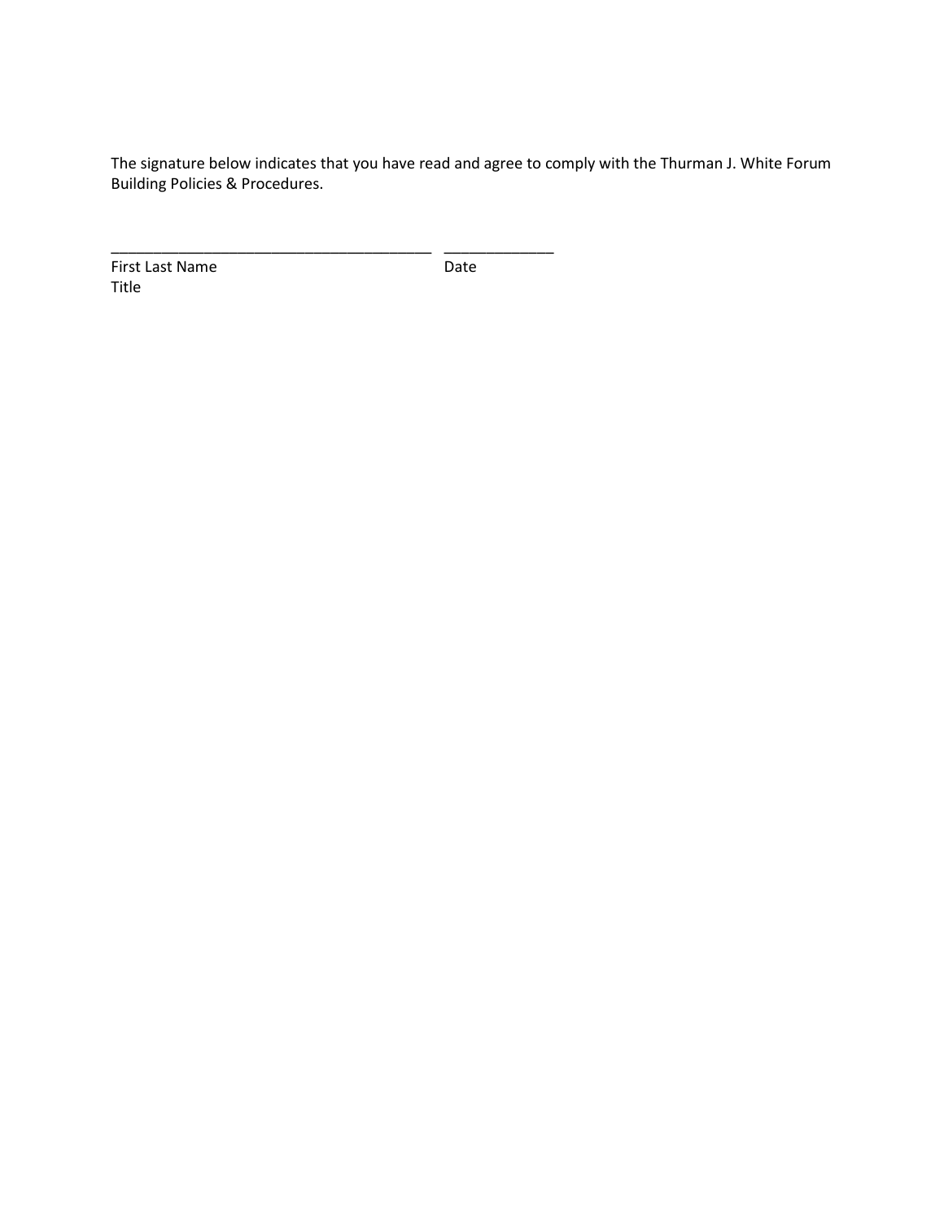The signature below indicates that you have read and agree to comply with the Thurman J. White Forum Building Policies & Procedures.

_______________________________________ _____________

First Last Name Date

Title